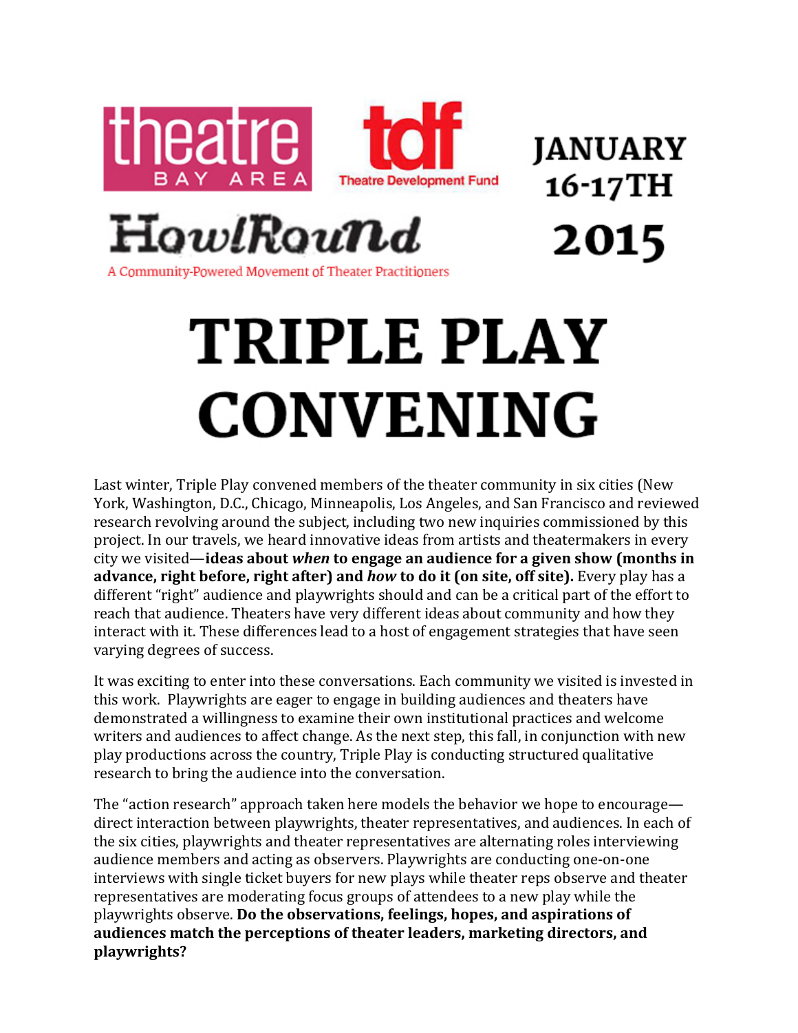theatre BAY AREA

tdf Theatre Development Fund

HowlRound

A Community-Powered Movement of Theater Practitioners

JANUARY 16-17TH 2015

# TRIPLE PLAY CONVENING

Last winter, Triple Play convened members of the theater community in six cities (New York, Washington, D.C., Chicago, Minneapolis, Los Angeles, and San Francisco and reviewed research revolving around the subject, including two new inquiries commissioned by this project. In our travels, we heard innovative ideas from artists and theatermakers in every city we visited—**ideas about *when* to engage an audience for a given show (months in advance, right before, right after) and *how* to do it (on site, off site).** Every play has a different "right" audience and playwrights should and can be a critical part of the effort to reach that audience. Theaters have very different ideas about community and how they interact with it. These differences lead to a host of engagement strategies that have seen varying degrees of success.

It was exciting to enter into these conversations. Each community we visited is invested in this work. Playwrights are eager to engage in building audiences and theaters have demonstrated a willingness to examine their own institutional practices and welcome writers and audiences to affect change. As the next step, this fall, in conjunction with new play productions across the country, Triple Play is conducting structured qualitative research to bring the audience into the conversation.

The "action research" approach taken here models the behavior we hope to encourage—direct interaction between playwrights, theater representatives, and audiences. In each of the six cities, playwrights and theater representatives are alternating roles interviewing audience members and acting as observers. Playwrights are conducting one-on-one interviews with single ticket buyers for new plays while theater reps observe and theater representatives are moderating focus groups of attendees to a new play while the playwrights observe. **Do the observations, feelings, hopes, and aspirations of audiences match the perceptions of theater leaders, marketing directors, and playwrights?**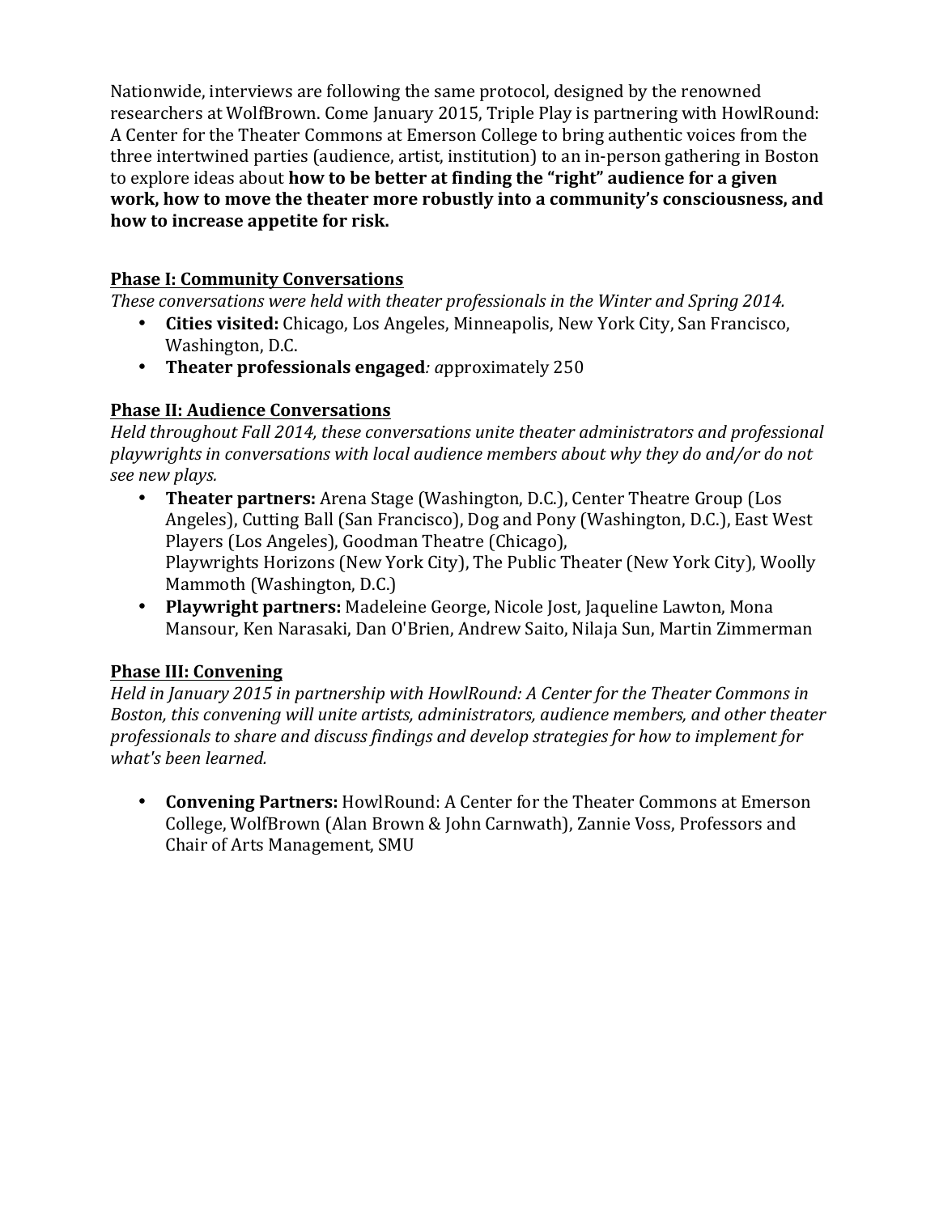Nationwide, interviews are following the same protocol, designed by the renowned researchers at WolfBrown. Come January 2015, Triple Play is partnering with HowlRound: A Center for the Theater Commons at Emerson College to bring authentic voices from the three intertwined parties (audience, artist, institution) to an in-person gathering in Boston to explore ideas about **how to be better at finding the "right" audience for a given work, how to move the theater more robustly into a community's consciousness, and how to increase appetite for risk.**

## Phase I: Community Conversations

*These conversations were held with theater professionals in the Winter and Spring 2014.*

- **Cities visited:** Chicago, Los Angeles, Minneapolis, New York City, San Francisco, Washington, D.C.
- **Theater professionals engaged***: a*pproximately 250

## Phase II: Audience Conversations

*Held throughout Fall 2014, these conversations unite theater administrators and professional playwrights in conversations with local audience members about why they do and/or do not see new plays.*

- **Theater partners:** Arena Stage (Washington, D.C.), Center Theatre Group (Los Angeles), Cutting Ball (San Francisco), Dog and Pony (Washington, D.C.), East West Players (Los Angeles), Goodman Theatre (Chicago), Playwrights Horizons (New York City), The Public Theater (New York City), Woolly Mammoth (Washington, D.C.)
- **Playwright partners:** Madeleine George, Nicole Jost, Jaqueline Lawton, Mona Mansour, Ken Narasaki, Dan O'Brien, Andrew Saito, Nilaja Sun, Martin Zimmerman

## Phase III: Convening

*Held in January 2015 in partnership with HowlRound: A Center for the Theater Commons in Boston, this convening will unite artists, administrators, audience members, and other theater professionals to share and discuss findings and develop strategies for how to implement for what's been learned.*

- **Convening Partners:** HowlRound: A Center for the Theater Commons at Emerson College, WolfBrown (Alan Brown & John Carnwath), Zannie Voss, Professors and Chair of Arts Management, SMU